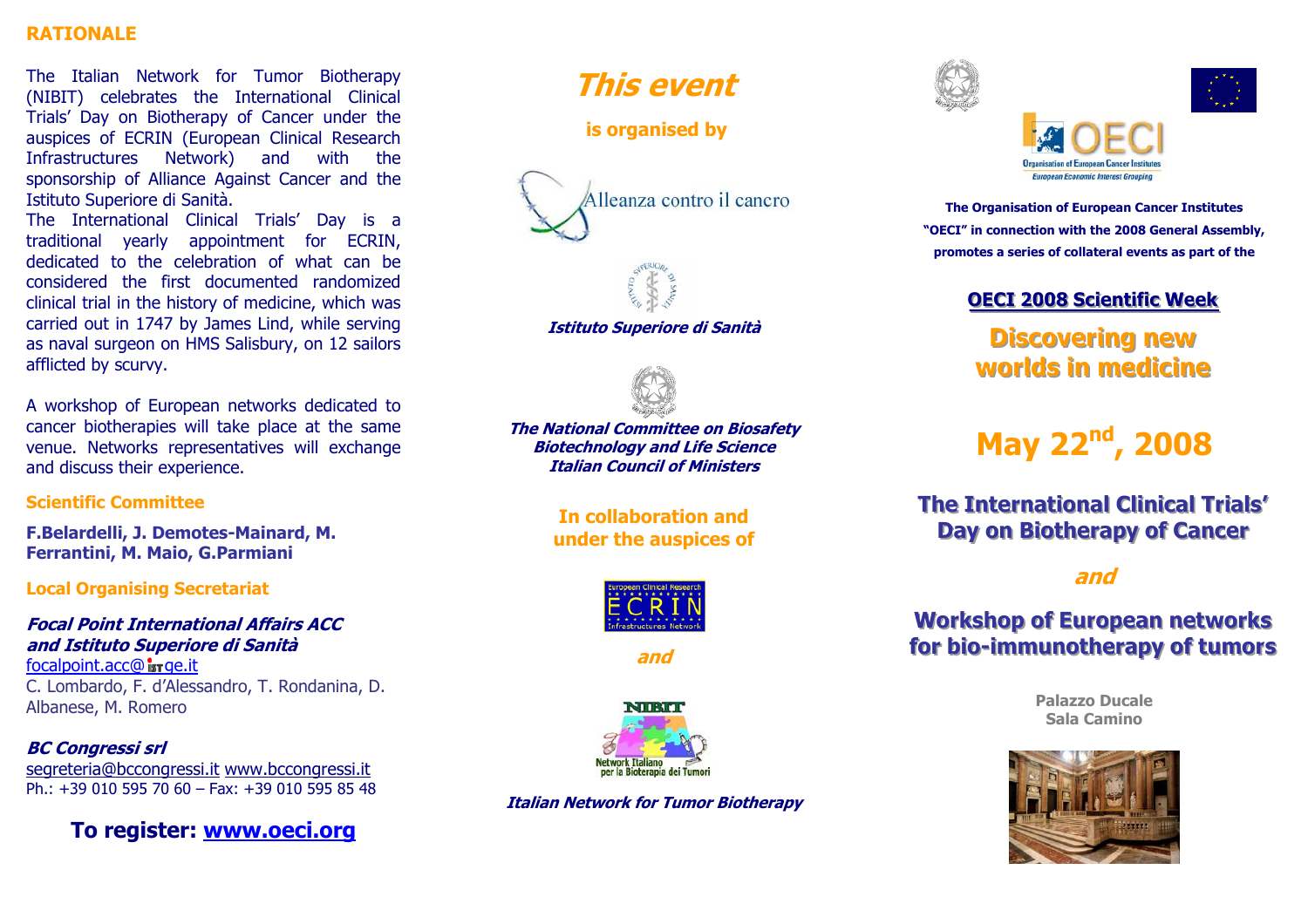## RATIONALE

The Italian Network for Tumor Biotherapy (NIBIT) celebrates the International Clinical Trials' Day on Biotherapy of Cancer under the auspices of ECRIN (European Clinical Research Infrastructures Network) and with the sponsorship of Alliance Against Cancer and the Istituto Superiore di Sanità.

The International Clinical Trials' Day is a traditional yearly appointment for ECRIN, dedicated to the celebration of what can be considered the first documented randomized clinical trial in the history of medicine, which was carried out in 1747 by James Lind, while serving as naval surgeon on HMS Salisbury, on 12 sailors afflicted by scurvy.

A workshop of European networks dedicated to cancer biotherapies will take place at the same venue. Networks representatives will exchange and discuss their experience.

### Scientific Committee

**F.Belardelli, J. Demotes-Mainard, M. Ferrantini, M. Maio, G.Parmiani**

### Local Organising Secretariat

***Focal Point International Affairs ACC and Istituto Superiore di Sanità***

focalpoint.acc@istge.it

C. Lombardo, F. d'Alessandro, T. Rondanina, D. Albanese, M. Romero

***BC Congressi srl***

segreteria@bccongressi.it www.bccongressi.it

Ph.: +39 010 595 70 60 – Fax: +39 010 595 85 48

**To register: www.oeci.org**

# *This event*

**is organised by**

Alleanza contro il cancro

***Istituto Superiore di Sanità***

***The National Committee on Biosafety Biotechnology and Life Science Italian Council of Ministers***

**In collaboration and under the auspices of**

European Clinical Research ECRIN Infrastructures Network

***and***

NIBIT Network Italiano per la Bioterapia dei Tumori

***Italian Network for Tumor Biotherapy***

OECI Organisation of European Cancer Institutes European Economic Interest Grouping

**The Organisation of European Cancer Institutes "OECI" in connection with the 2008 General Assembly, promotes a series of collateral events as part of the**

## OECI 2008 Scientific Week

# Discovering new worlds in medicine

# May 22nd, 2008

## The International Clinical Trials' Day on Biotherapy of Cancer

***and***

## Workshop of European networks for bio-immunotherapy of tumors

**Palazzo Ducale**
**Sala Camino**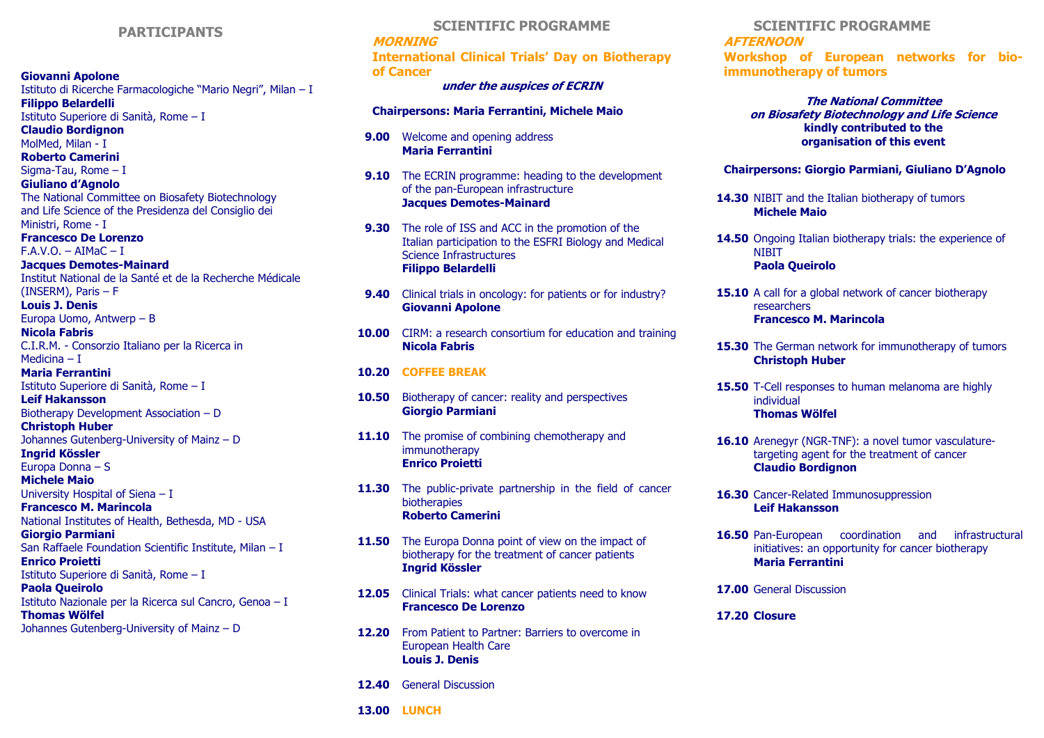## PARTICIPANTS

**Giovanni Apolone**
Istituto di Ricerche Farmacologiche "Mario Negri", Milan – I
**Filippo Belardelli**
Istituto Superiore di Sanità, Rome – I
**Claudio Bordignon**
MolMed, Milan - I
**Roberto Camerini**
Sigma-Tau, Rome – I
**Giuliano d'Agnolo**
The National Committee on Biosafety Biotechnology and Life Science of the Presidenza del Consiglio dei Ministri, Rome - I
**Francesco De Lorenzo**
F.A.V.O. – AIMaC – I
**Jacques Demotes-Mainard**
Institut National de la Santé et de la Recherche Médicale (INSERM), Paris – F
**Louis J. Denis**
Europa Uomo, Antwerp – B
**Nicola Fabris**
C.I.R.M. - Consorzio Italiano per la Ricerca in Medicina – I
**Maria Ferrantini**
Istituto Superiore di Sanità, Rome – I
**Leif Hakansson**
Biotherapy Development Association – D
**Christoph Huber**
Johannes Gutenberg-University of Mainz – D
**Ingrid Kössler**
Europa Donna – S
**Michele Maio**
University Hospital of Siena – I
**Francesco M. Marincola**
National Institutes of Health, Bethesda, MD - USA
**Giorgio Parmiani**
San Raffaele Foundation Scientific Institute, Milan – I
**Enrico Proietti**
Istituto Superiore di Sanità, Rome – I
**Paola Queirolo**
Istituto Nazionale per la Ricerca sul Cancro, Genoa – I
**Thomas Wölfel**
Johannes Gutenberg-University of Mainz – D

## SCIENTIFIC PROGRAMME

### *MORNING*

### International Clinical Trials' Day on Biotherapy of Cancer

***under the auspices of ECRIN***

**Chairpersons: Maria Ferrantini, Michele Maio**

**9.00** Welcome and opening address
**Maria Ferrantini**

**9.10** The ECRIN programme: heading to the development of the pan-European infrastructure
**Jacques Demotes-Mainard**

**9.30** The role of ISS and ACC in the promotion of the Italian participation to the ESFRI Biology and Medical Science Infrastructures
**Filippo Belardelli**

**9.40** Clinical trials in oncology: for patients or for industry?
**Giovanni Apolone**

**10.00** CIRM: a research consortium for education and training
**Nicola Fabris**

**10.20 COFFEE BREAK**

**10.50** Biotherapy of cancer: reality and perspectives
**Giorgio Parmiani**

**11.10** The promise of combining chemotherapy and immunotherapy
**Enrico Proietti**

**11.30** The public-private partnership in the field of cancer biotherapies
**Roberto Camerini**

**11.50** The Europa Donna point of view on the impact of biotherapy for the treatment of cancer patients
**Ingrid Kössler**

**12.05** Clinical Trials: what cancer patients need to know
**Francesco De Lorenzo**

**12.20** From Patient to Partner: Barriers to overcome in European Health Care
**Louis J. Denis**

**12.40** General Discussion

**13.00 LUNCH**

## SCIENTIFIC PROGRAMME

### *AFTERNOON*

### Workshop of European networks for bio-immunotherapy of tumors

***The National Committee on Biosafety Biotechnology and Life Science***
**kindly contributed to the organisation of this event**

**Chairpersons: Giorgio Parmiani, Giuliano D'Agnolo**

**14.30** NIBIT and the Italian biotherapy of tumors
**Michele Maio**

**14.50** Ongoing Italian biotherapy trials: the experience of NIBIT
**Paola Queirolo**

**15.10** A call for a global network of cancer biotherapy researchers
**Francesco M. Marincola**

**15.30** The German network for immunotherapy of tumors
**Christoph Huber**

**15.50** T-Cell responses to human melanoma are highly individual
**Thomas Wölfel**

**16.10** Arenegyr (NGR-TNF): a novel tumor vasculature-targeting agent for the treatment of cancer
**Claudio Bordignon**

**16.30** Cancer-Related Immunosuppression
**Leif Hakansson**

**16.50** Pan-European coordination and infrastructural initiatives: an opportunity for cancer biotherapy
**Maria Ferrantini**

**17.00** General Discussion

**17.20 Closure**